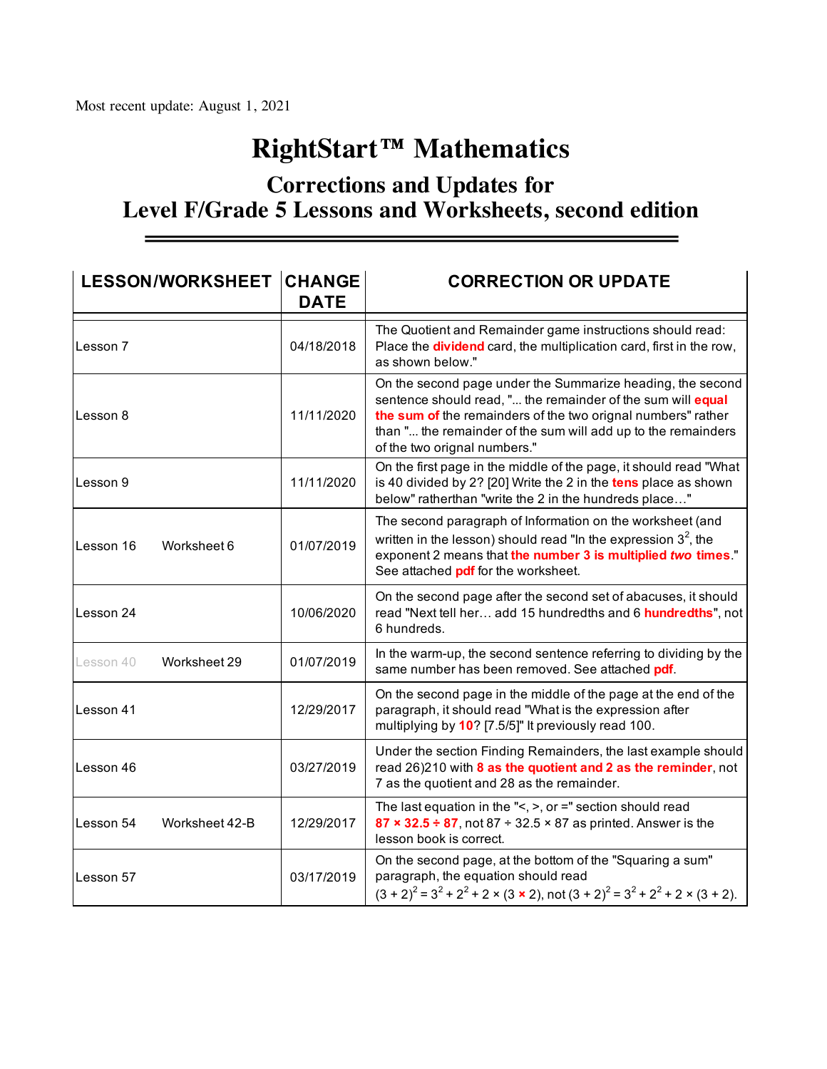Most recent update: August 1, 2021

# RightStart™ Mathematics

## Corrections and Updates for Level F/Grade 5 Lessons and Worksheets, second edition

| LESSON/WORKSHEET | | CHANGE DATE | CORRECTION OR UPDATE |
|---|---|---|---|
| Lesson 7 | | 04/18/2018 | The Quotient and Remainder game instructions should read: Place the **dividend** card, the multiplication card, first in the row, as shown below." |
| Lesson 8 | | 11/11/2020 | On the second page under the Summarize heading, the second sentence should read, "... the remainder of the sum will **equal the sum of** the remainders of the two orignal numbers" rather than "... the remainder of the sum will add up to the remainders of the two orignal numbers." |
| Lesson 9 | | 11/11/2020 | On the first page in the middle of the page, it should read "What is 40 divided by 2? [20] Write the 2 in the **tens** place as shown below" ratherthan "write the 2 in the hundreds place…" |
| Lesson 16 | Worksheet 6 | 01/07/2019 | The second paragraph of Information on the worksheet (and written in the lesson) should read "In the expression $3^2$, the exponent 2 means that **the number 3 is multiplied *two* times**." See attached **pdf** for the worksheet. |
| Lesson 24 | | 10/06/2020 | On the second page after the second set of abacuses, it should read "Next tell her… add 15 hundredths and 6 **hundredths**", not 6 hundreds. |
| Lesson 40 | Worksheet 29 | 01/07/2019 | In the warm-up, the second sentence referring to dividing by the same number has been removed. See attached **pdf**. |
| Lesson 41 | | 12/29/2017 | On the second page in the middle of the page at the end of the paragraph, it should read "What is the expression after multiplying by **10**? [7.5/5]" It previously read 100. |
| Lesson 46 | | 03/27/2019 | Under the section Finding Remainders, the last example should read 26)210 with **8 as the quotient and 2 as the reminder**, not 7 as the quotient and 28 as the remainder. |
| Lesson 54 | Worksheet 42-B | 12/29/2017 | The last equation in the "<, >, or =" section should read **87 × 32.5 ÷ 87**, not 87 ÷ 32.5 × 87 as printed. Answer is the lesson book is correct. |
| Lesson 57 | | 03/17/2019 | On the second page, at the bottom of the "Squaring a sum" paragraph, the equation should read $(3 + 2)^2 = 3^2 + 2^2 + 2 \times (3 \times 2)$, not $(3 + 2)^2 = 3^2 + 2^2 + 2 \times (3 + 2)$. |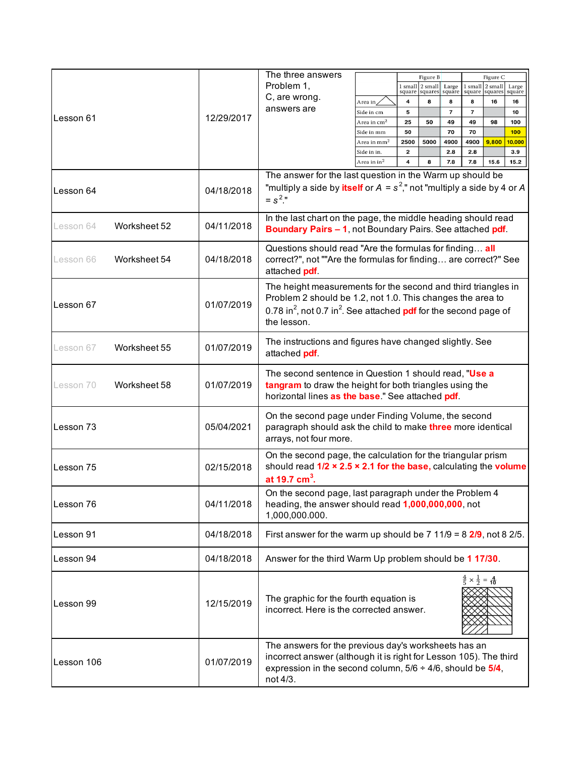| | | |
|---|---|---|
| Lesson 61 | 12/29/2017 | The three answers Problem 1, C, are wrong. answers are |

| | Figure B | | | Figure C | | |
|---|---|---|---|---|---|---|
| | 1 small square | 2 small squares | Large square | 1 small square | 2 small squares | Large square |
| Area in △ | 4 | 8 | 8 | 8 | 16 | 16 |
| Side in cm | 5 | | 7 | 7 | | 10 |
| Area in $cm^2$ | 25 | 50 | 49 | 49 | 98 | 100 |
| Side in mm | 50 | | 70 | 70 | | 100 |
| Area in $mm^2$ | 2500 | 5000 | 4900 | 4900 | 9,800 | 10,000 |
| Side in in. | 2 | | 2.8 | 2.8 | | 3.9 |
| Area in $in^2$ | 4 | 8 | 7.8 | 7.8 | 15.6 | 15.2 |

| | | |
|---|---|---|
| Lesson 64 | 04/18/2018 | The answer for the last question in the Warm up should be "multiply a side by **itself** or $A = s^2$," not "multiply a side by 4 or $A = s^2$." |
| Lesson 64 Worksheet 52 | 04/11/2018 | In the last chart on the page, the middle heading should read **Boundary Pairs – 1**, not Boundary Pairs. See attached **pdf**. |
| Lesson 66 Worksheet 54 | 04/18/2018 | Questions should read "Are the formulas for finding… **all** correct?", not ""Are the formulas for finding… are correct?" See attached **pdf**. |
| Lesson 67 | 01/07/2019 | The height measurements for the second and third triangles in Problem 2 should be 1.2, not 1.0. This changes the area to 0.78 $in^2$, not 0.7 $in^2$. See attached **pdf** for the second page of the lesson. |
| Lesson 67 Worksheet 55 | 01/07/2019 | The instructions and figures have changed slightly. See attached **pdf**. |
| Lesson 70 Worksheet 58 | 01/07/2019 | The second sentence in Question 1 should read, "**Use a tangram** to draw the height for both triangles using the horizontal lines **as the base**." See attached **pdf**. |
| Lesson 73 | 05/04/2021 | On the second page under Finding Volume, the second paragraph should ask the child to make **three** more identical arrays, not four more. |
| Lesson 75 | 02/15/2018 | On the second page, the calculation for the triangular prism should read **1/2 × 2.5 × 2.1 for the base,** calculating the **volume at 19.7 $cm^3$.** |
| Lesson 76 | 04/11/2018 | On the second page, last paragraph under the Problem 4 heading, the answer should read **1,000,000,000**, not 1,000,000.000. |
| Lesson 91 | 04/18/2018 | First answer for the warm up should be 7 11/9 = 8 **2/9**, not 8 2/5. |
| Lesson 94 | 04/18/2018 | Answer for the third Warm Up problem should be **1 17/30**. |
| Lesson 99 | 12/15/2019 | The graphic for the fourth equation is incorrect. Here is the corrected answer. $\frac{4}{5} \times \frac{1}{2} = \frac{4}{10}$ |
| Lesson 106 | 01/07/2019 | The answers for the previous day's worksheets has an incorrect answer (although it is right for Lesson 105). The third expression in the second column, 5/6 ÷ 4/6, should be **5/4**, not 4/3. |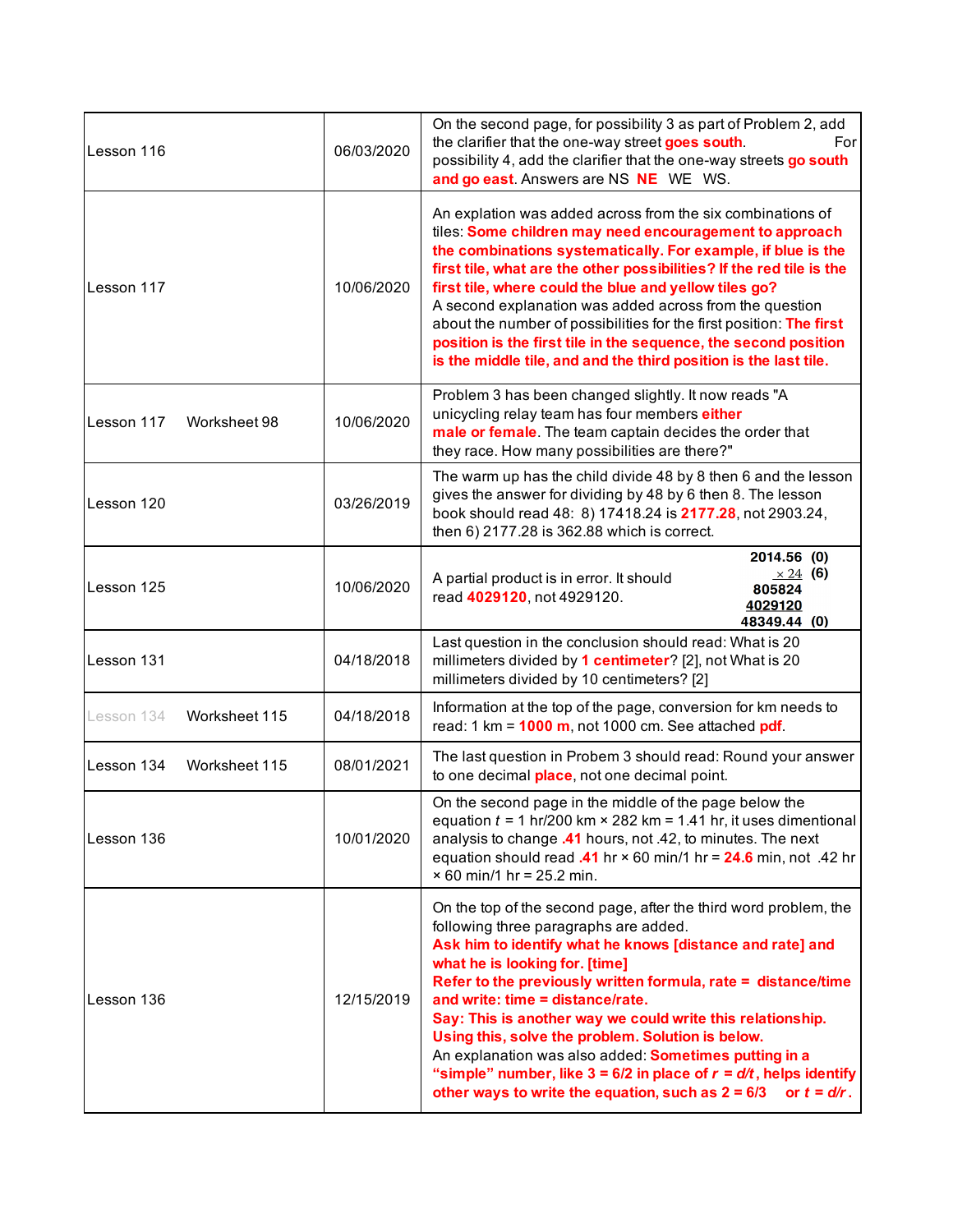| | | | |
|---|---|---|---|
| Lesson 116 | | 06/03/2020 | On the second page, for possibility 3 as part of Problem 2, add the clarifier that the one-way street **goes south**. For possibility 4, add the clarifier that the one-way streets **go south and go east**. Answers are NS **NE** WE WS. |
| Lesson 117 | | 10/06/2020 | An explation was added across from the six combinations of tiles: **Some children may need encouragement to approach the combinations systematically. For example, if blue is the first tile, what are the other possibilities? If the red tile is the first tile, where could the blue and yellow tiles go?** A second explanation was added across from the question about the number of possibilities for the first position: **The first position is the first tile in the sequence, the second position is the middle tile, and and the third position is the last tile.** |
| Lesson 117 | Worksheet 98 | 10/06/2020 | Problem 3 has been changed slightly. It now reads "A unicycling relay team has four members **either male or female**. The team captain decides the order that they race. How many possibilities are there?" |
| Lesson 120 | | 03/26/2019 | The warm up has the child divide 48 by 8 then 6 and the lesson gives the answer for dividing by 48 by 6 then 8. The lesson book should read 48: 8) 17418.24 is **2177.28**, not 2903.24, then 6) 2177.28 is 362.88 which is correct. |
| Lesson 125 | | 10/06/2020 | A partial product is in error. It should read **4029120**, not 4929120. <br> 2014.56 (0) <br> × 24 (6) <br> 805824 <br> 4029120 <br> 48349.44 (0) |
| Lesson 131 | | 04/18/2018 | Last question in the conclusion should read: What is 20 millimeters divided by **1 centimeter**? [2], not What is 20 millimeters divided by 10 centimeters? [2] |
| Lesson 134 | Worksheet 115 | 04/18/2018 | Information at the top of the page, conversion for km needs to read: 1 km = **1000 m**, not 1000 cm. See attached **pdf**. |
| Lesson 134 | Worksheet 115 | 08/01/2021 | The last question in Probem 3 should read: Round your answer to one decimal **place**, not one decimal point. |
| Lesson 136 | | 10/01/2020 | On the second page in the middle of the page below the equation $t$ = 1 hr/200 km × 282 km = 1.41 hr, it uses dimentional analysis to change **.41** hours, not .42, to minutes. The next equation should read **.41** hr × 60 min/1 hr = **24.6** min, not .42 hr × 60 min/1 hr = 25.2 min. |
| Lesson 136 | | 12/15/2019 | On the top of the second page, after the third word problem, the following three paragraphs are added. <br> **Ask him to identify what he knows [distance and rate] and what he is looking for. [time]** <br> **Refer to the previously written formula, rate = distance/time and write: time = distance/rate.** <br> **Say: This is another way we could write this relationship. Using this, solve the problem. Solution is below.** <br> An explanation was also added: **Sometimes putting in a "simple" number, like 3 = 6/2 in place of $r = d/t$, helps identify other ways to write the equation, such as 2 = 6/3 or $t = d/r$.** |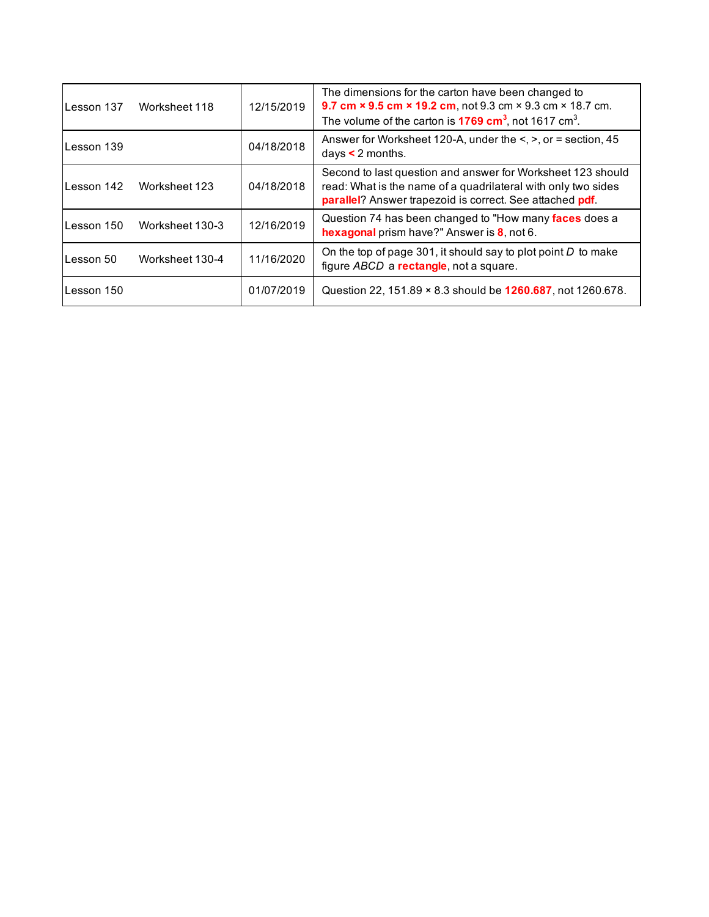| | | | |
|---|---|---|---|
| Lesson 137 | Worksheet 118 | 12/15/2019 | The dimensions for the carton have been changed to **9.7 cm × 9.5 cm × 19.2 cm**, not 9.3 cm × 9.3 cm × 18.7 cm. The volume of the carton is **1769 $cm^3$**, not 1617 $cm^3$. |
| Lesson 139 | | 04/18/2018 | Answer for Worksheet 120-A, under the <, >, or = section, 45 days **<** 2 months. |
| Lesson 142 | Worksheet 123 | 04/18/2018 | Second to last question and answer for Worksheet 123 should read: What is the name of a quadrilateral with only two sides **parallel**? Answer trapezoid is correct. See attached **pdf**. |
| Lesson 150 | Worksheet 130-3 | 12/16/2019 | Question 74 has been changed to "How many **faces** does a **hexagonal** prism have?" Answer is **8**, not 6. |
| Lesson 50 | Worksheet 130-4 | 11/16/2020 | On the top of page 301, it should say to plot point *D* to make figure *ABCD* a **rectangle**, not a square. |
| Lesson 150 | | 01/07/2019 | Question 22, 151.89 × 8.3 should be **1260.687**, not 1260.678. |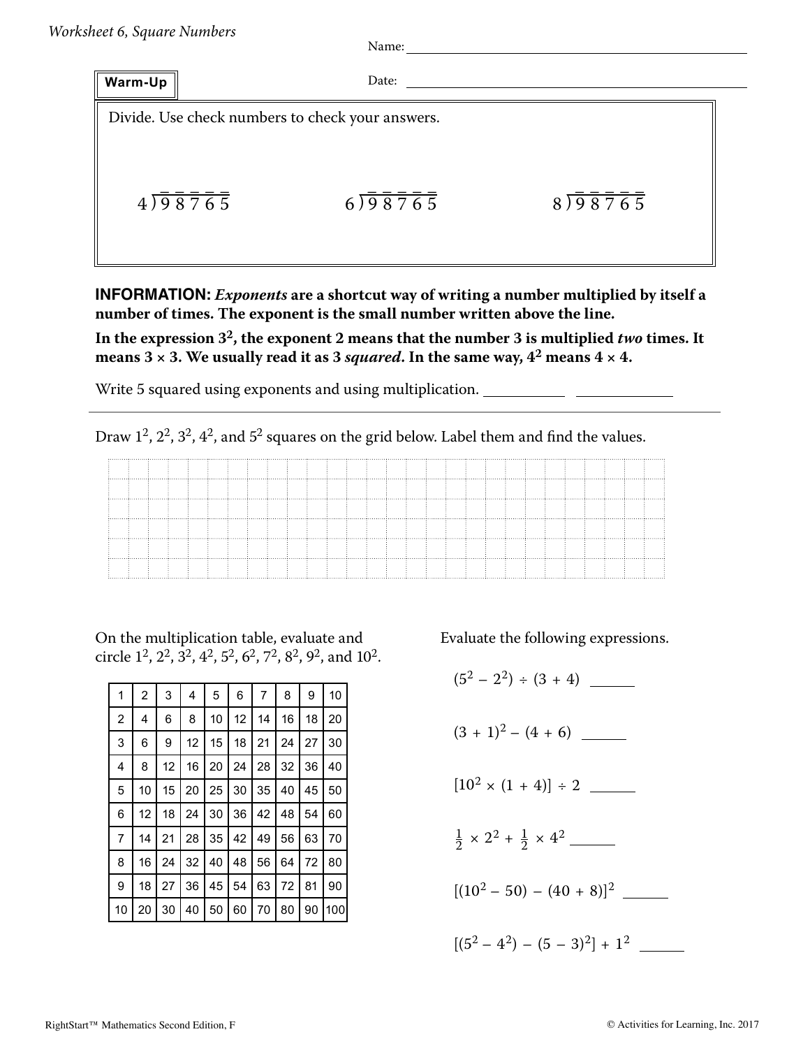*Worksheet 6, Square Numbers*

Name: ____________________

Date: ____________________

**Warm-Up**

Divide. Use check numbers to check your answers.

$4\overline{)\,9\,8\,7\,6\,5}$ $6\overline{)\,9\,8\,7\,6\,5}$ $8\overline{)\,9\,8\,7\,6\,5}$

**INFORMATION:** ***Exponents*** **are a shortcut way of writing a number multiplied by itself a number of times. The exponent is the small number written above the line.**

**In the expression $3^2$, the exponent 2 means that the number 3 is multiplied *two* times. It means $3 \times 3$. We usually read it as 3 *squared*. In the same way, $4^2$ means $4 \times 4$.**

Write 5 squared using exponents and using multiplication. __________ __________

---

Draw $1^2$, $2^2$, $3^2$, $4^2$, and $5^2$ squares on the grid below. Label them and find the values.

On the multiplication table, evaluate and circle $1^2$, $2^2$, $3^2$, $4^2$, $5^2$, $6^2$, $7^2$, $8^2$, $9^2$, and $10^2$.

| 1 | 2 | 3 | 4 | 5 | 6 | 7 | 8 | 9 | 10 |
|---|---|---|---|---|---|---|---|---|---|
| 2 | 4 | 6 | 8 | 10 | 12 | 14 | 16 | 18 | 20 |
| 3 | 6 | 9 | 12 | 15 | 18 | 21 | 24 | 27 | 30 |
| 4 | 8 | 12 | 16 | 20 | 24 | 28 | 32 | 36 | 40 |
| 5 | 10 | 15 | 20 | 25 | 30 | 35 | 40 | 45 | 50 |
| 6 | 12 | 18 | 24 | 30 | 36 | 42 | 48 | 54 | 60 |
| 7 | 14 | 21 | 28 | 35 | 42 | 49 | 56 | 63 | 70 |
| 8 | 16 | 24 | 32 | 40 | 48 | 56 | 64 | 72 | 80 |
| 9 | 18 | 27 | 36 | 45 | 54 | 63 | 72 | 81 | 90 |
| 10 | 20 | 30 | 40 | 50 | 60 | 70 | 80 | 90 | 100 |

Evaluate the following expressions.

$(5^2 - 2^2) \div (3 + 4)$ ______

$(3 + 1)^2 - (4 + 6)$ ______

$[10^2 \times (1 + 4)] \div 2$ ______

$\frac{1}{2} \times 2^2 + \frac{1}{2} \times 4^2$ ______

$[(10^2 - 50) - (40 + 8)]^2$ ______

$[(5^2 - 4^2) - (5 - 3)^2] + 1^2$ ______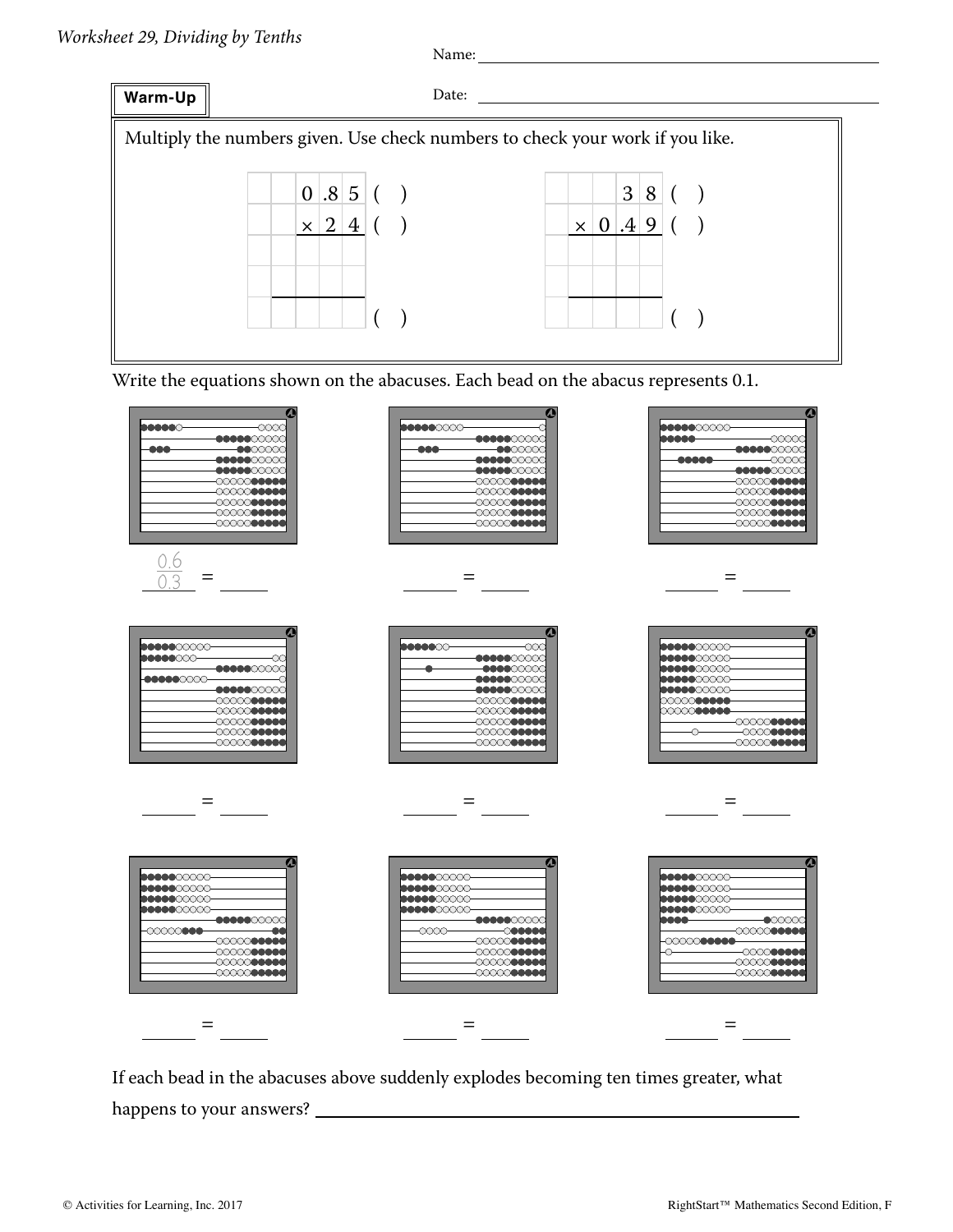*Worksheet 29, Dividing by Tenths*

Name: ______________________

Date: ______________________

**Warm-Up**

Multiply the numbers given. Use check numbers to check your work if you like.

```
    0.85 ( )          38 ( )
  ×   24 ( )      × 0.49 ( )
  ------          ------
         ( )             ( )
```

Write the equations shown on the abacuses. Each bead on the abacus represents 0.1.

$\frac{0.6}{0.3}$ = ______  ______ = ______  ______ = ______

______ = ______  ______ = ______  ______ = ______

______ = ______  ______ = ______  ______ = ______

If each bead in the abacuses above suddenly explodes becoming ten times greater, what happens to your answers? ______________________________

© Activities for Learning, Inc. 2017  RightStart™ Mathematics Second Edition, F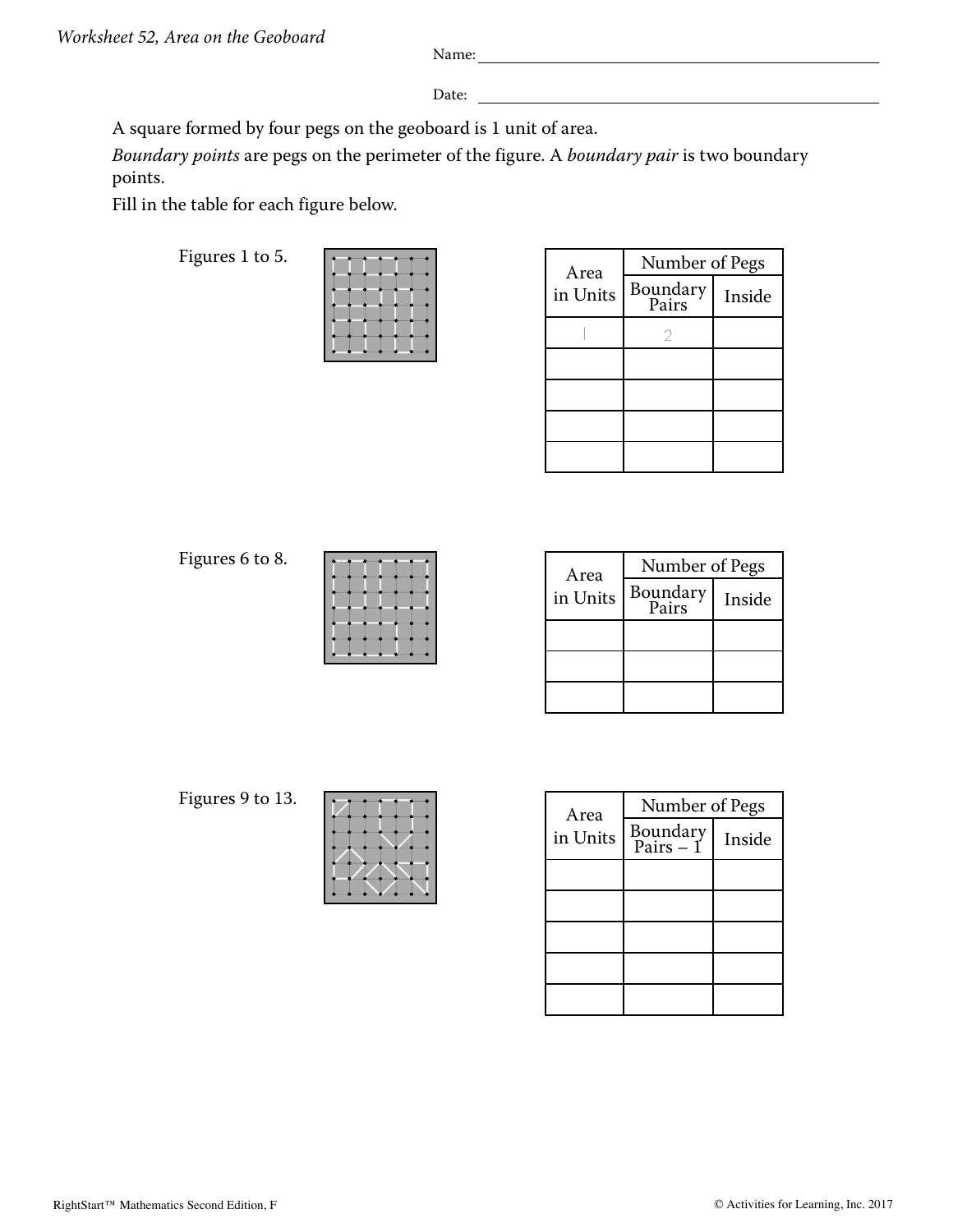*Worksheet 52, Area on the Geoboard*

Name: ______________________________

Date: ______________________________

A square formed by four pegs on the geoboard is 1 unit of area.

*Boundary points* are pegs on the perimeter of the figure. A *boundary pair* is two boundary points.

Fill in the table for each figure below.

Figures 1 to 5.

| Area in Units | Number of Pegs | |
|---|---|---|
| | Boundary Pairs | Inside |
| 1 | 2 | |
| | | |
| | | |
| | | |
| | | |

Figures 6 to 8.

| Area in Units | Number of Pegs | |
|---|---|---|
| | Boundary Pairs | Inside |
| | | |
| | | |
| | | |

Figures 9 to 13.

| Area in Units | Number of Pegs | |
|---|---|---|
| | Boundary Pairs – 1 | Inside |
| | | |
| | | |
| | | |
| | | |
| | | |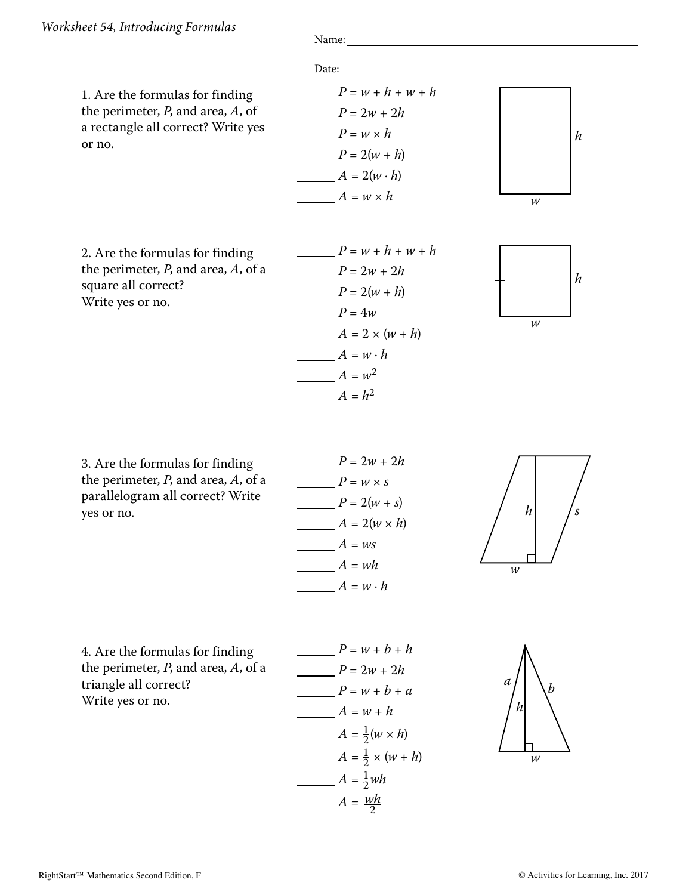*Worksheet 54, Introducing Formulas*

Name: ______________________________

Date: ______________________________

1. Are the formulas for finding the perimeter, *P*, and area, *A*, of a rectangle all correct? Write yes or no.

______ $P = w + h + w + h$

______ $P = 2w + 2h$

______ $P = w \times h$

______ $P = 2(w + h)$

______ $A = 2(w \cdot h)$

______ $A = w \times h$

2. Are the formulas for finding the perimeter, *P*, and area, *A*, of a square all correct? Write yes or no.

______ $P = w + h + w + h$

______ $P = 2w + 2h$

______ $P = 2(w + h)$

______ $P = 4w$

______ $A = 2 \times (w + h)$

______ $A = w \cdot h$

______ $A = w^2$

______ $A = h^2$

3. Are the formulas for finding the perimeter, *P*, and area, *A*, of a parallelogram all correct? Write yes or no.

______ $P = 2w + 2h$

______ $P = w \times s$

______ $P = 2(w + s)$

______ $A = 2(w \times h)$

______ $A = ws$

______ $A = wh$

______ $A = w \cdot h$

4. Are the formulas for finding the perimeter, *P*, and area, *A*, of a triangle all correct? Write yes or no.

______ $P = w + b + h$

______ $P = 2w + 2h$

______ $P = w + b + a$

______ $A = w + h$

______ $A = \frac{1}{2}(w \times h)$

______ $A = \frac{1}{2} \times (w + h)$

______ $A = \frac{1}{2}wh$

______ $A = \frac{wh}{2}$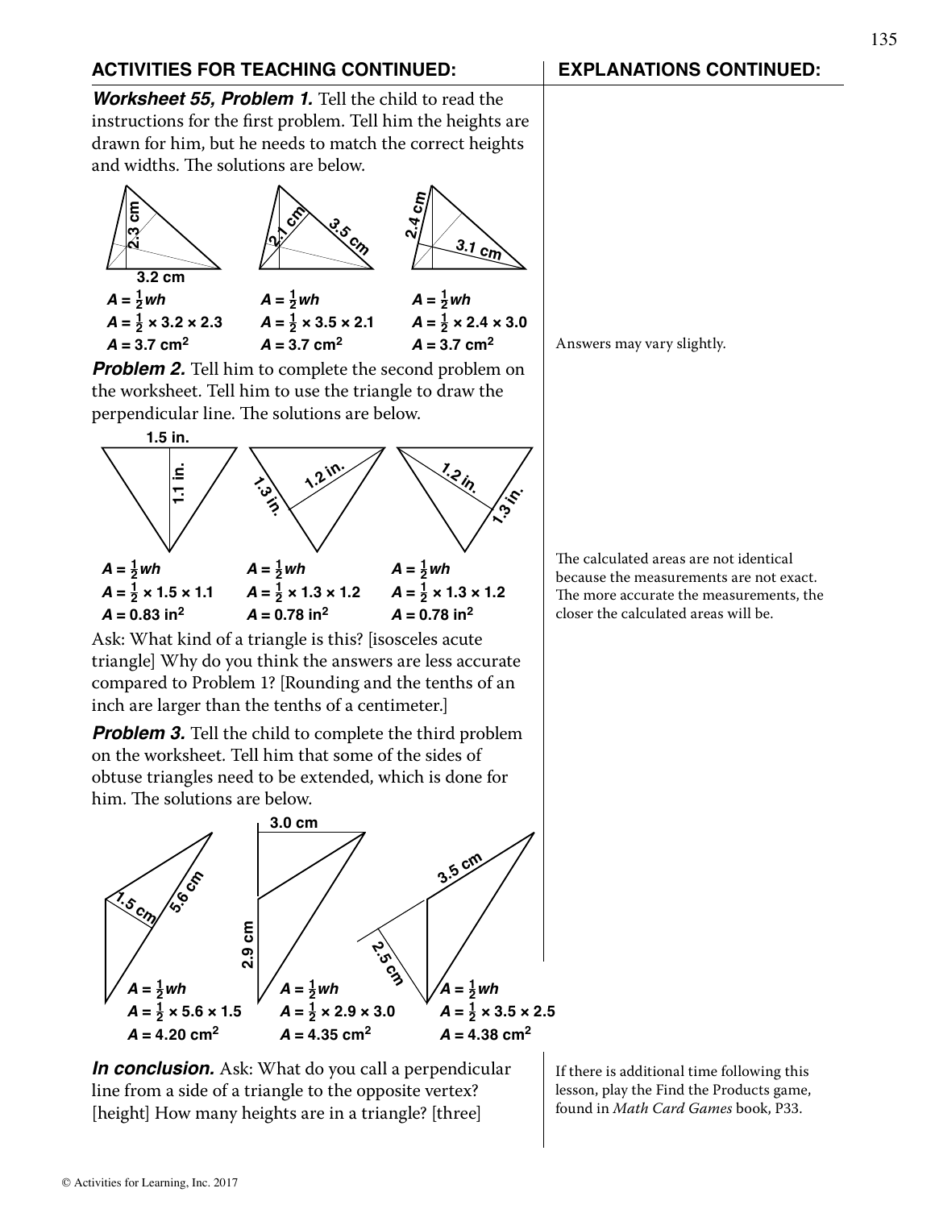## ACTIVITIES FOR TEACHING CONTINUED:

***Worksheet 55, Problem 1.*** Tell the child to read the instructions for the first problem. Tell him the heights are drawn for him, but he needs to match the correct heights and widths. The solutions are below.

$A = \frac{1}{2}wh$
$A = \frac{1}{2} \times 3.2 \times 2.3$
$A = 3.7 \text{ cm}^2$

$A = \frac{1}{2}wh$
$A = \frac{1}{2} \times 3.5 \times 2.1$
$A = 3.7 \text{ cm}^2$

$A = \frac{1}{2}wh$
$A = \frac{1}{2} \times 2.4 \times 3.0$
$A = 3.7 \text{ cm}^2$

***Problem 2.*** Tell him to complete the second problem on the worksheet. Tell him to use the triangle to draw the perpendicular line. The solutions are below.

$A = \frac{1}{2}wh$
$A = \frac{1}{2} \times 1.5 \times 1.1$
$A = 0.83 \text{ in}^2$

$A = \frac{1}{2}wh$
$A = \frac{1}{2} \times 1.3 \times 1.2$
$A = 0.78 \text{ in}^2$

$A = \frac{1}{2}wh$
$A = \frac{1}{2} \times 1.3 \times 1.2$
$A = 0.78 \text{ in}^2$

Ask: What kind of a triangle is this? [isosceles acute triangle] Why do you think the answers are less accurate compared to Problem 1? [Rounding and the tenths of an inch are larger than the tenths of a centimeter.]

***Problem 3.*** Tell the child to complete the third problem on the worksheet. Tell him that some of the sides of obtuse triangles need to be extended, which is done for him. The solutions are below.

$A = \frac{1}{2}wh$
$A = \frac{1}{2} \times 5.6 \times 1.5$
$A = 4.20 \text{ cm}^2$

$A = \frac{1}{2}wh$
$A = \frac{1}{2} \times 2.9 \times 3.0$
$A = 4.35 \text{ cm}^2$

$A = \frac{1}{2}wh$
$A = \frac{1}{2} \times 3.5 \times 2.5$
$A = 4.38 \text{ cm}^2$

***In conclusion.*** Ask: What do you call a perpendicular line from a side of a triangle to the opposite vertex? [height] How many heights are in a triangle? [three]

## EXPLANATIONS CONTINUED:

Answers may vary slightly.

The calculated areas are not identical because the measurements are not exact. The more accurate the measurements, the closer the calculated areas will be.

If there is additional time following this lesson, play the Find the Products game, found in *Math Card Games* book, P33.

© Activities for Learning, Inc. 2017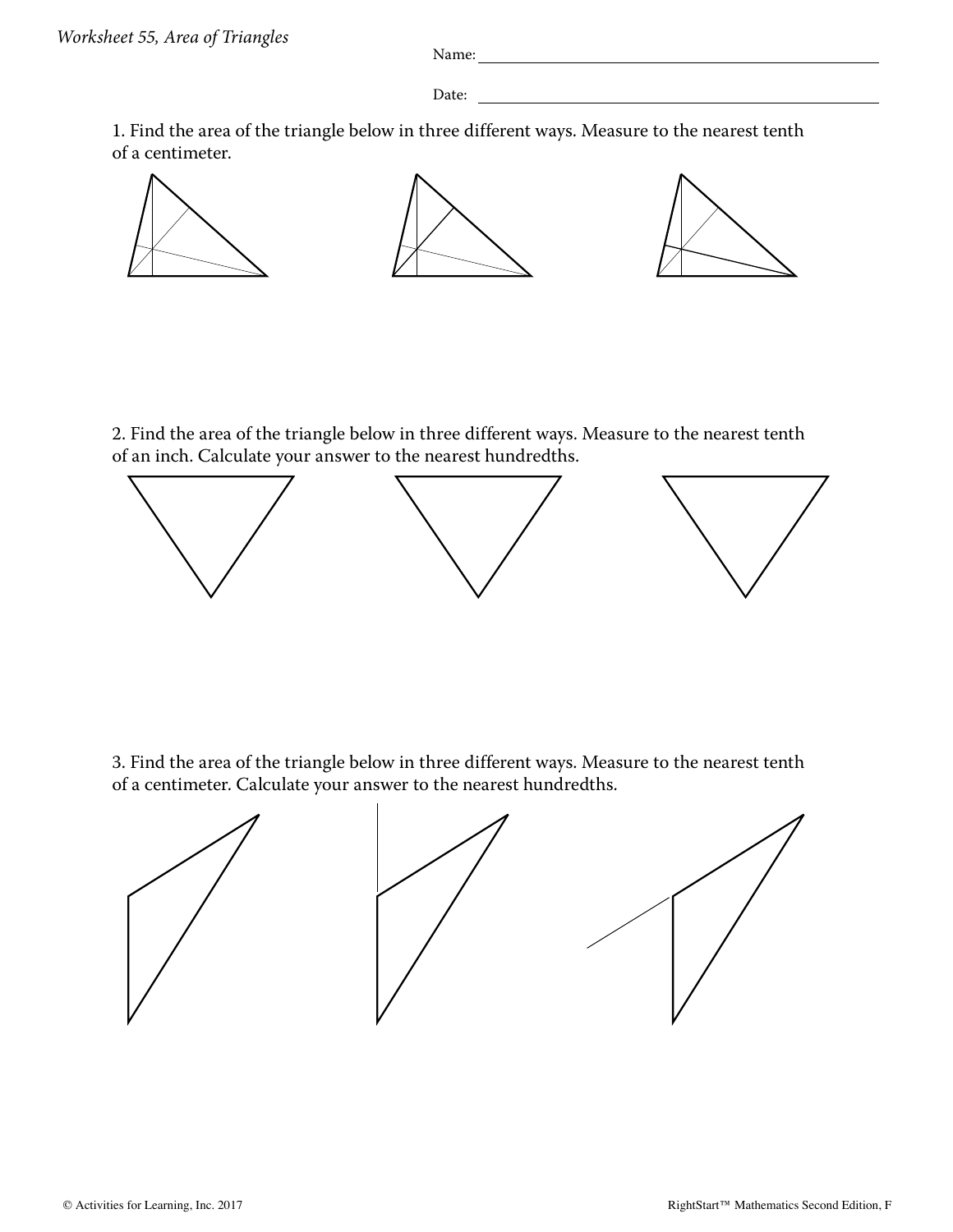*Worksheet 55, Area of Triangles*

Name: ______________________________

Date: ______________________________

1. Find the area of the triangle below in three different ways. Measure to the nearest tenth of a centimeter.

2. Find the area of the triangle below in three different ways. Measure to the nearest tenth of an inch. Calculate your answer to the nearest hundredths.

3. Find the area of the triangle below in three different ways. Measure to the nearest tenth of a centimeter. Calculate your answer to the nearest hundredths.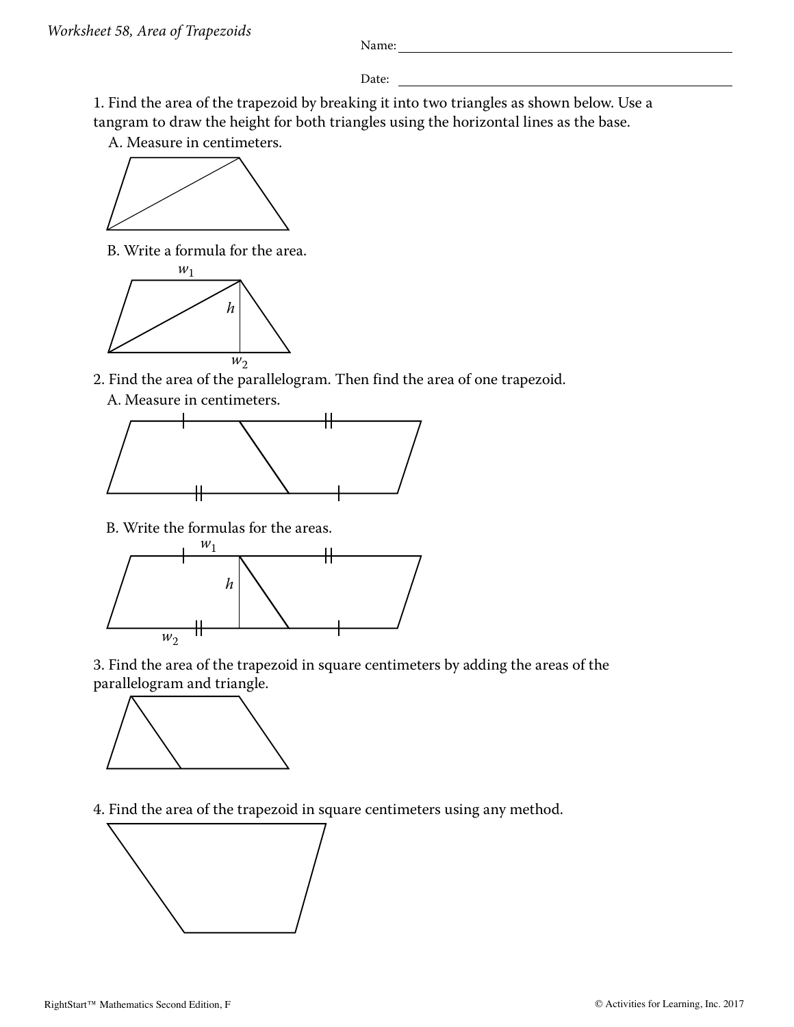*Worksheet 58, Area of Trapezoids*

Name: ______________________________

Date: ______________________________

1. Find the area of the trapezoid by breaking it into two triangles as shown below. Use a tangram to draw the height for both triangles using the horizontal lines as the base.

   A. Measure in centimeters.

   B. Write a formula for the area.

   $w_1$

   $h$

   $w_2$

2. Find the area of the parallelogram. Then find the area of one trapezoid.

   A. Measure in centimeters.

   B. Write the formulas for the areas.

   $w_1$

   $h$

   $w_2$

3. Find the area of the trapezoid in square centimeters by adding the areas of the parallelogram and triangle.

4. Find the area of the trapezoid in square centimeters using any method.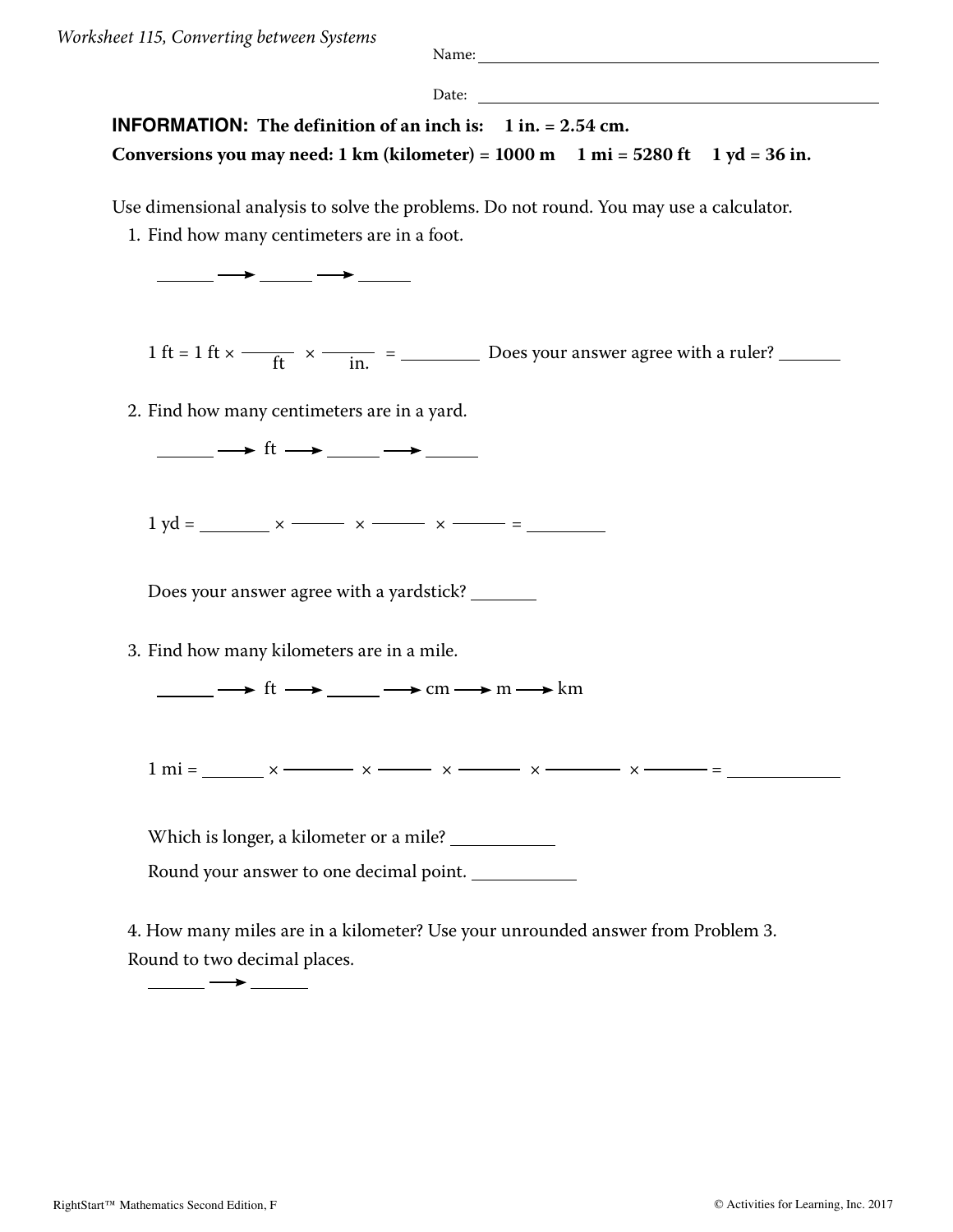*Worksheet 115, Converting between Systems*

Name: ____________________________________________

Date: ____________________________________________

**INFORMATION: The definition of an inch is: 1 in. = 2.54 cm.**

**Conversions you may need: 1 km (kilometer) = 1000 m 1 mi = 5280 ft 1 yd = 36 in.**

Use dimensional analysis to solve the problems. Do not round. You may use a calculator.

1. Find how many centimeters are in a foot.

   ______ → ______ → ______

   1 ft = 1 ft × $\frac{\_\_\_\_}{\text{ft}}$ × $\frac{\_\_\_\_}{\text{in.}}$ = ________ Does your answer agree with a ruler? _______

2. Find how many centimeters are in a yard.

   ______ → ft → ______ → ______

   1 yd = ________ × ______ × ______ × ______ = ________

   Does your answer agree with a yardstick? _______

3. Find how many kilometers are in a mile.

   ______ → ft → ______ → cm → m → km

   1 mi = _______ × ________ × ______ × _______ × ________ × _______ = ____________

   Which is longer, a kilometer or a mile? ___________

   Round your answer to one decimal point. ___________

4. How many miles are in a kilometer? Use your unrounded answer from Problem 3. Round to two decimal places.

   ______ → ______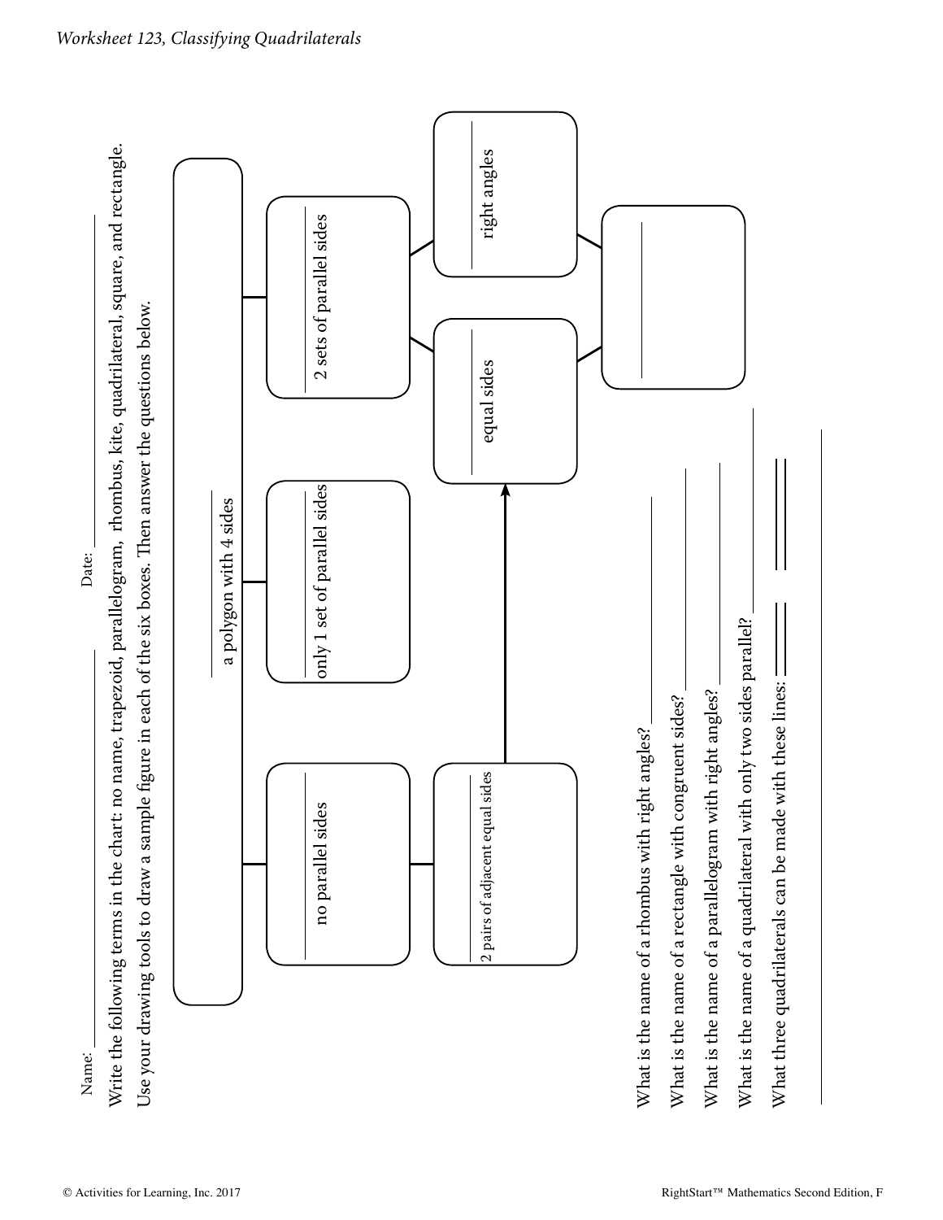*Worksheet 123, Classifying Quadrilaterals*

Name: ______________________ Date: ______________________

Write the following terms in the chart: no name, trapezoid, parallelogram, rhombus, kite, quadrilateral, square, and rectangle. Use your drawing tools to draw a sample figure in each of the six boxes. Then answer the questions below.

- ______ a polygon with 4 sides
  - ______ no parallel sides
    - ______ 2 pairs of adjacent equal sides
  - ______ only 1 set of parallel sides
  - ______ 2 sets of parallel sides
    - ______ equal sides
    - ______ right angles
      - ______

What is the name of a rhombus with right angles? ______________________

What is the name of a rectangle with congruent sides? ______________________

What is the name of a parallelogram with right angles? ______________________

What is the name of a quadrilateral with only two sides parallel? ______________________

What three quadrilaterals can be made with these lines: ______________________

______________________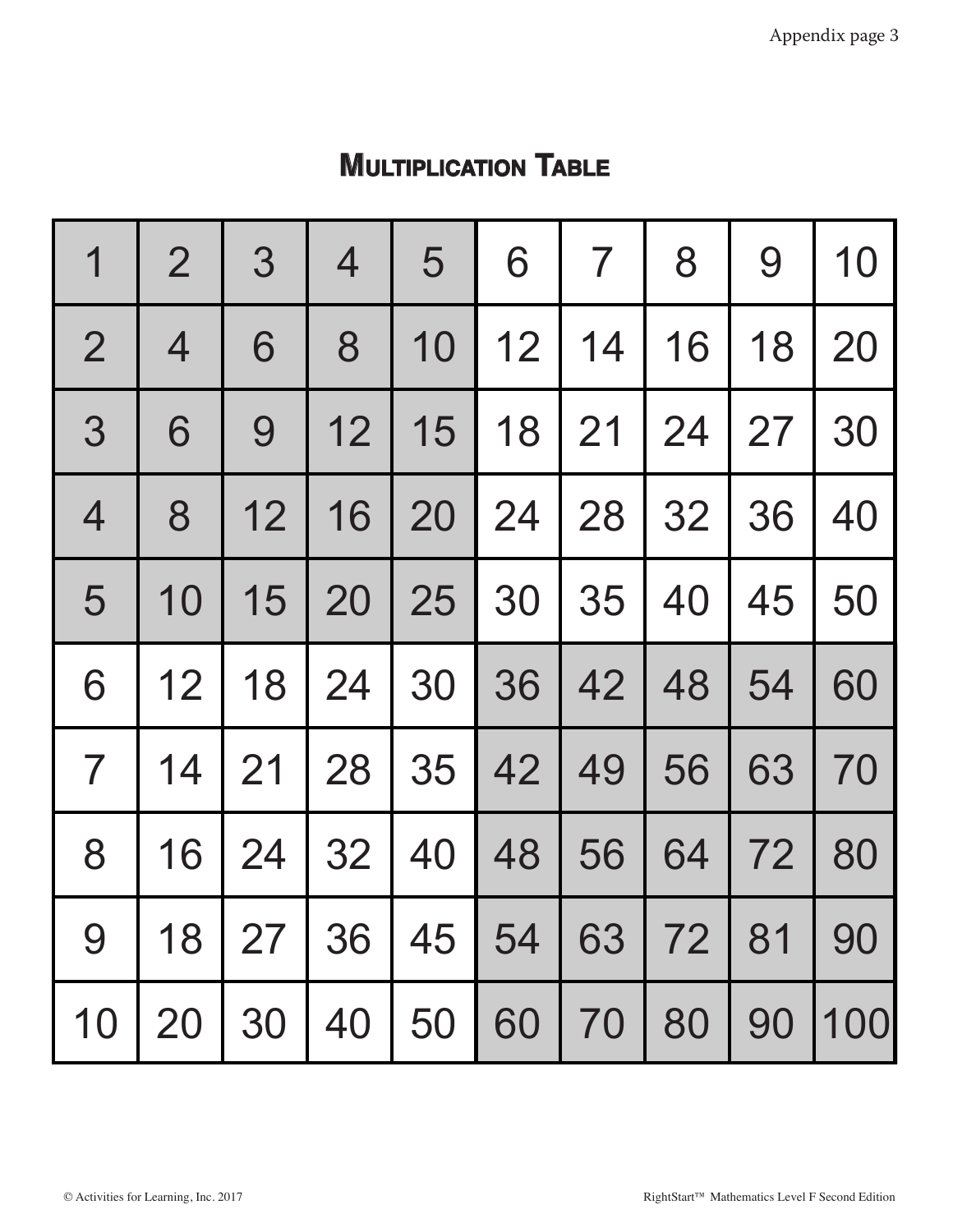# Multiplication Table

| | | | | | | | | | |
|---|---|---|---|---|---|---|---|---|---|
| 1 | 2 | 3 | 4 | 5 | 6 | 7 | 8 | 9 | 10 |
| 2 | 4 | 6 | 8 | 10 | 12 | 14 | 16 | 18 | 20 |
| 3 | 6 | 9 | 12 | 15 | 18 | 21 | 24 | 27 | 30 |
| 4 | 8 | 12 | 16 | 20 | 24 | 28 | 32 | 36 | 40 |
| 5 | 10 | 15 | 20 | 25 | 30 | 35 | 40 | 45 | 50 |
| 6 | 12 | 18 | 24 | 30 | 36 | 42 | 48 | 54 | 60 |
| 7 | 14 | 21 | 28 | 35 | 42 | 49 | 56 | 63 | 70 |
| 8 | 16 | 24 | 32 | 40 | 48 | 56 | 64 | 72 | 80 |
| 9 | 18 | 27 | 36 | 45 | 54 | 63 | 72 | 81 | 90 |
| 10 | 20 | 30 | 40 | 50 | 60 | 70 | 80 | 90 | 100 |

© Activities for Learning, Inc. 2017